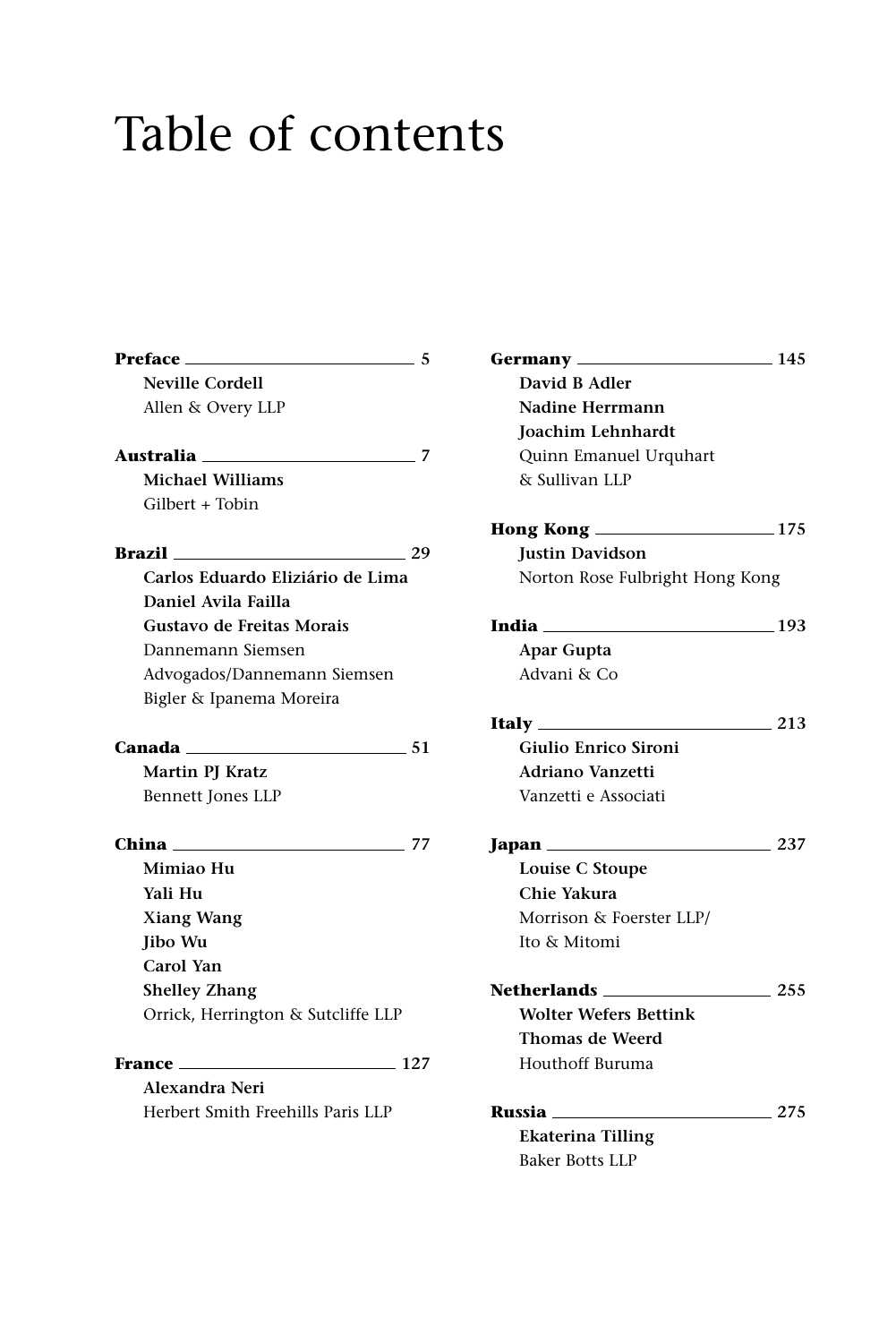# Table of contents

**Preface** 5
**Neville Cordell**
Allen & Overy LLP

**Australia** 7
**Michael Williams**
Gilbert + Tobin

**Brazil** 29
**Carlos Eduardo Eliziário de Lima**
**Daniel Avila Failla**
**Gustavo de Freitas Morais**
Dannemann Siemsen Advogados/Dannemann Siemsen Bigler & Ipanema Moreira

**Canada** 51
**Martin PJ Kratz**
Bennett Jones LLP

**China** 77
**Mimiao Hu**
**Yali Hu**
**Xiang Wang**
**Jibo Wu**
**Carol Yan**
**Shelley Zhang**
Orrick, Herrington & Sutcliffe LLP

**France** 127
**Alexandra Neri**
Herbert Smith Freehills Paris LLP

**Germany** 145
**David B Adler**
**Nadine Herrmann**
**Joachim Lehnhardt**
Quinn Emanuel Urquhart & Sullivan LLP

**Hong Kong** 175
**Justin Davidson**
Norton Rose Fulbright Hong Kong

**India** 193
**Apar Gupta**
Advani & Co

**Italy** 213
**Giulio Enrico Sironi**
**Adriano Vanzetti**
Vanzetti e Associati

**Japan** 237
**Louise C Stoupe**
**Chie Yakura**
Morrison & Foerster LLP/ Ito & Mitomi

**Netherlands** 255
**Wolter Wefers Bettink**
**Thomas de Weerd**
Houthoff Buruma

**Russia** 275
**Ekaterina Tilling**
Baker Botts LLP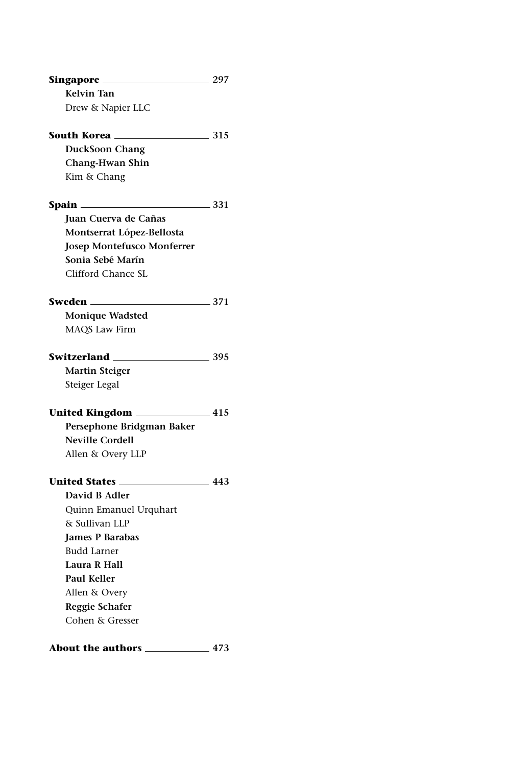**Singapore** 297

**Kelvin Tan**
Drew & Napier LLC

**South Korea** 315

**DuckSoon Chang**
**Chang-Hwan Shin**
Kim & Chang

**Spain** 331

**Juan Cuerva de Cañas**
**Montserrat López-Bellosta**
**Josep Montefusco Monferrer**
**Sonia Sebé Marín**
Clifford Chance SL

**Sweden** 371

**Monique Wadsted**
MAQS Law Firm

**Switzerland** 395

**Martin Steiger**
Steiger Legal

**United Kingdom** 415

**Persephone Bridgman Baker**
**Neville Cordell**
Allen & Overy LLP

**United States** 443

**David B Adler**
Quinn Emanuel Urquhart & Sullivan LLP
**James P Barabas**
Budd Larner
**Laura R Hall**
**Paul Keller**
Allen & Overy
**Reggie Schafer**
Cohen & Gresser

**About the authors** 473